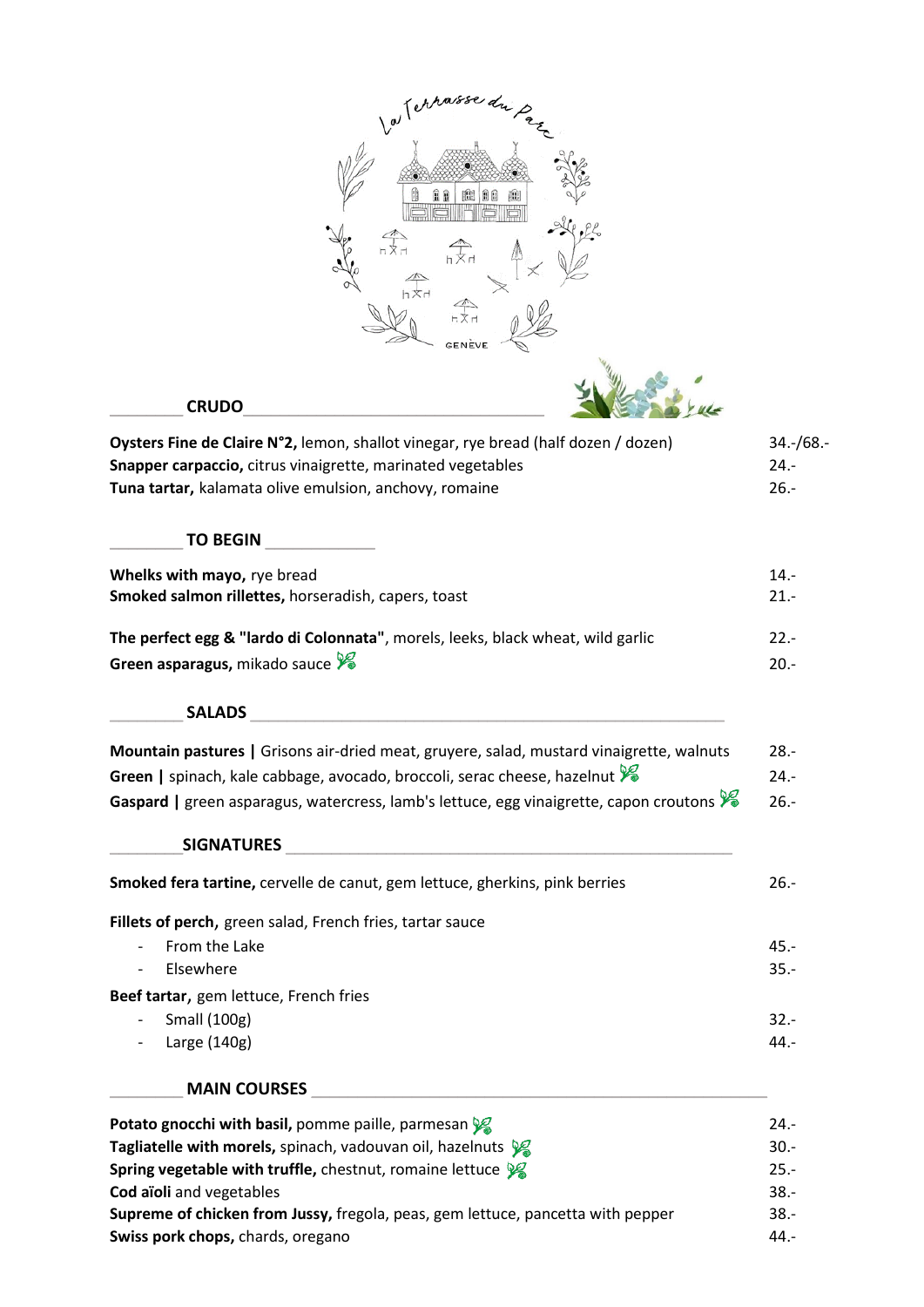La Terrasse du Parc

GENÈVE

## CRUDO

**Oysters Fine de Claire N°2,** lemon, shallot vinegar, rye bread (half dozen / dozen) 34.-/68.-
**Snapper carpaccio,** citrus vinaigrette, marinated vegetables 24.-
**Tuna tartar,** kalamata olive emulsion, anchovy, romaine 26.-

## TO BEGIN

**Whelks with mayo,** rye bread 14.-
**Smoked salmon rillettes,** horseradish, capers, toast 21.-

**The perfect egg & "lardo di Colonnata",** morels, leeks, black wheat, wild garlic 22.-
**Green asparagus,** mikado sauce 20.-

## SALADS

**Mountain pastures |** Grisons air-dried meat, gruyere, salad, mustard vinaigrette, walnuts 28.-
**Green |** spinach, kale cabbage, avocado, broccoli, serac cheese, hazelnut 24.-
**Gaspard |** green asparagus, watercress, lamb's lettuce, egg vinaigrette, capon croutons 26.-

## SIGNATURES

**Smoked fera tartine,** cervelle de canut, gem lettuce, gherkins, pink berries 26.-

**Fillets of perch,** green salad, French fries, tartar sauce

- From the Lake 45.-
- Elsewhere 35.-

**Beef tartar,** gem lettuce, French fries

- Small (100g) 32.-
- Large (140g) 44.-

## MAIN COURSES

**Potato gnocchi with basil,** pomme paille, parmesan 24.-
**Tagliatelle with morels,** spinach, vadouvan oil, hazelnuts 30.-
**Spring vegetable with truffle,** chestnut, romaine lettuce 25.-
**Cod aïoli** and vegetables 38.-
**Supreme of chicken from Jussy,** fregola, peas, gem lettuce, pancetta with pepper 38.-
**Swiss pork chops,** chards, oregano 44.-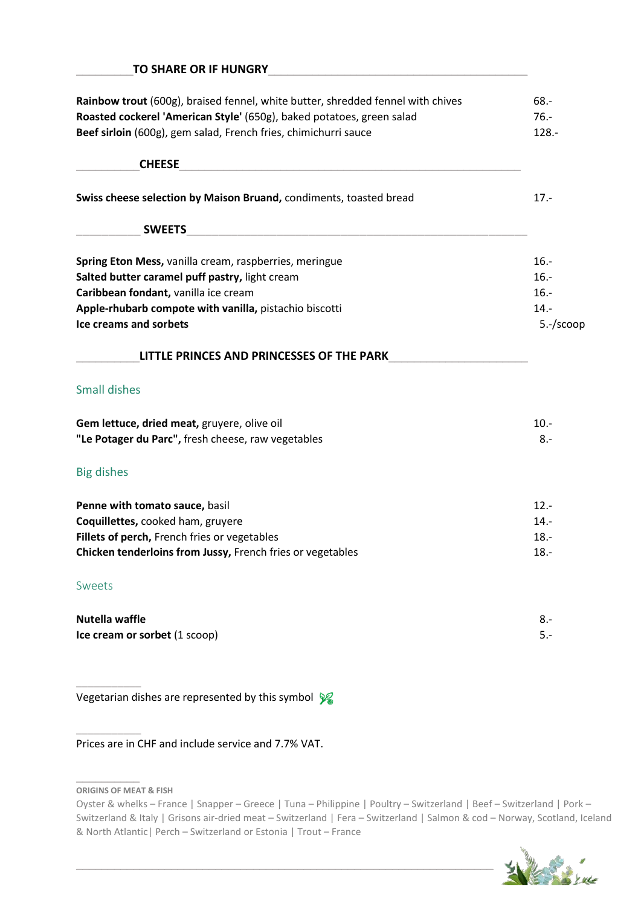## TO SHARE OR IF HUNGRY

| | |
|---|---|
| **Rainbow trout** (600g), braised fennel, white butter, shredded fennel with chives | 68.- |
| **Roasted cockerel 'American Style'** (650g), baked potatoes, green salad | 76.- |
| **Beef sirloin** (600g), gem salad, French fries, chimichurri sauce | 128.- |

## CHEESE

| | |
|---|---|
| **Swiss cheese selection by Maison Bruand,** condiments, toasted bread | 17.- |

## SWEETS

| | |
|---|---|
| **Spring Eton Mess,** vanilla cream, raspberries, meringue | 16.- |
| **Salted butter caramel puff pastry,** light cream | 16.- |
| **Caribbean fondant,** vanilla ice cream | 16.- |
| **Apple-rhubarb compote with vanilla,** pistachio biscotti | 14.- |
| **Ice creams and sorbets** | 5.-/scoop |

## LITTLE PRINCES AND PRINCESSES OF THE PARK

### Small dishes

| | |
|---|---|
| **Gem lettuce, dried meat,** gruyere, olive oil | 10.- |
| **"Le Potager du Parc",** fresh cheese, raw vegetables | 8.- |

### Big dishes

| | |
|---|---|
| **Penne with tomato sauce,** basil | 12.- |
| **Coquillettes,** cooked ham, gruyere | 14.- |
| **Fillets of perch,** French fries or vegetables | 18.- |
| **Chicken tenderloins from Jussy,** French fries or vegetables | 18.- |

### Sweets

| | |
|---|---|
| **Nutella waffle** | 8.- |
| **Ice cream or sorbet** (1 scoop) | 5.- |

Vegetarian dishes are represented by this symbol

Prices are in CHF and include service and 7.7% VAT.

**ORIGINS OF MEAT & FISH**

Oyster & whelks – France | Snapper – Greece | Tuna – Philippine | Poultry – Switzerland | Beef – Switzerland | Pork – Switzerland & Italy | Grisons air-dried meat – Switzerland | Fera – Switzerland | Salmon & cod – Norway, Scotland, Iceland & North Atlantic| Perch – Switzerland or Estonia | Trout – France